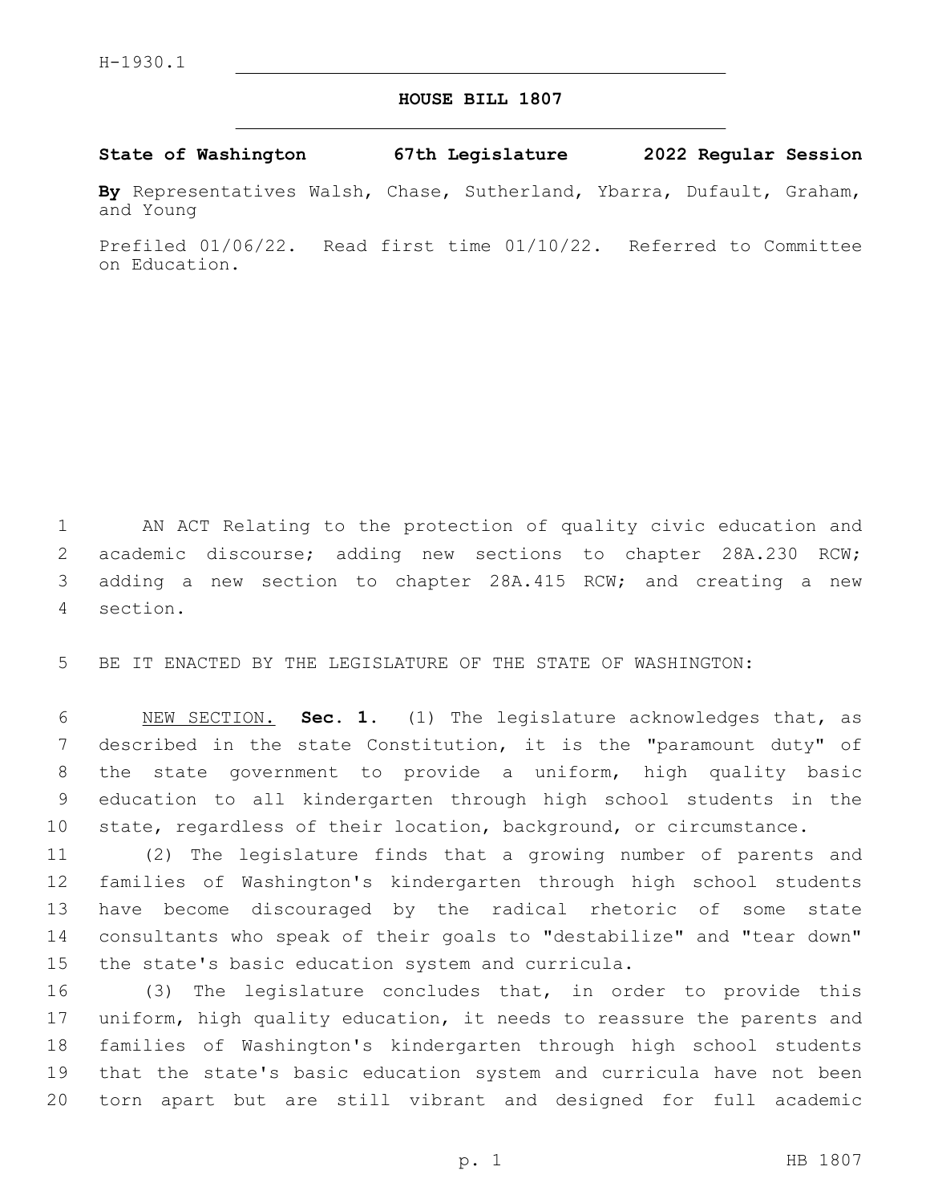H-1930.1

# HOUSE BILL 1807

**State of Washington 67th Legislature 2022 Regular Session**

**By** Representatives Walsh, Chase, Sutherland, Ybarra, Dufault, Graham, and Young

Prefiled 01/06/22. Read first time 01/10/22. Referred to Committee on Education.

AN ACT Relating to the protection of quality civic education and academic discourse; adding new sections to chapter 28A.230 RCW; adding a new section to chapter 28A.415 RCW; and creating a new section.

BE IT ENACTED BY THE LEGISLATURE OF THE STATE OF WASHINGTON:

NEW SECTION. **Sec. 1.** (1) The legislature acknowledges that, as described in the state Constitution, it is the "paramount duty" of the state government to provide a uniform, high quality basic education to all kindergarten through high school students in the state, regardless of their location, background, or circumstance.

(2) The legislature finds that a growing number of parents and families of Washington's kindergarten through high school students have become discouraged by the radical rhetoric of some state consultants who speak of their goals to "destabilize" and "tear down" the state's basic education system and curricula.

(3) The legislature concludes that, in order to provide this uniform, high quality education, it needs to reassure the parents and families of Washington's kindergarten through high school students that the state's basic education system and curricula have not been torn apart but are still vibrant and designed for full academic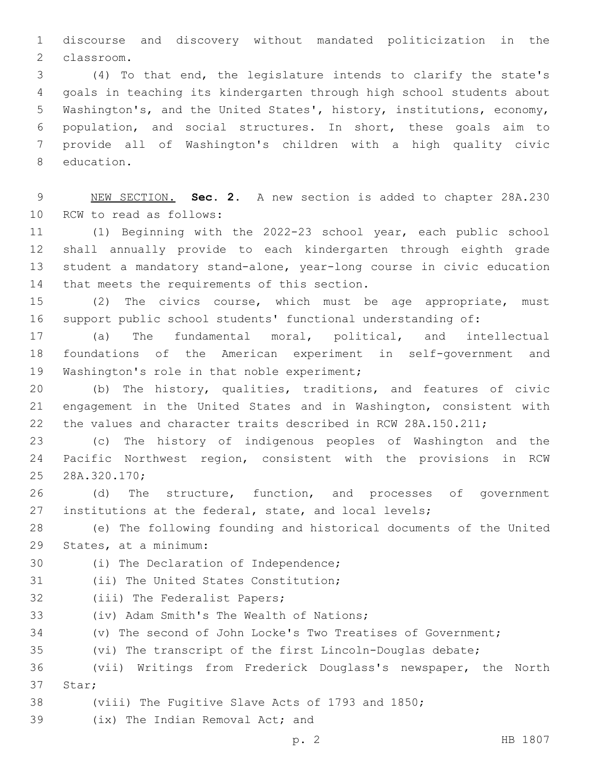discourse and discovery without mandated politicization in the classroom.

(4) To that end, the legislature intends to clarify the state's goals in teaching its kindergarten through high school students about Washington's, and the United States', history, institutions, economy, population, and social structures. In short, these goals aim to provide all of Washington's children with a high quality civic education.

NEW SECTION. **Sec. 2.** A new section is added to chapter 28A.230 RCW to read as follows:

(1) Beginning with the 2022-23 school year, each public school shall annually provide to each kindergarten through eighth grade student a mandatory stand-alone, year-long course in civic education that meets the requirements of this section.

(2) The civics course, which must be age appropriate, must support public school students' functional understanding of:

(a) The fundamental moral, political, and intellectual foundations of the American experiment in self-government and Washington's role in that noble experiment;

(b) The history, qualities, traditions, and features of civic engagement in the United States and in Washington, consistent with the values and character traits described in RCW 28A.150.211;

(c) The history of indigenous peoples of Washington and the Pacific Northwest region, consistent with the provisions in RCW 28A.320.170;

(d) The structure, function, and processes of government institutions at the federal, state, and local levels;

(e) The following founding and historical documents of the United States, at a minimum:

(i) The Declaration of Independence;

(ii) The United States Constitution;

(iii) The Federalist Papers;

(iv) Adam Smith's The Wealth of Nations;

(v) The second of John Locke's Two Treatises of Government;

(vi) The transcript of the first Lincoln-Douglas debate;

(vii) Writings from Frederick Douglass's newspaper, the North Star;

(viii) The Fugitive Slave Acts of 1793 and 1850;

(ix) The Indian Removal Act; and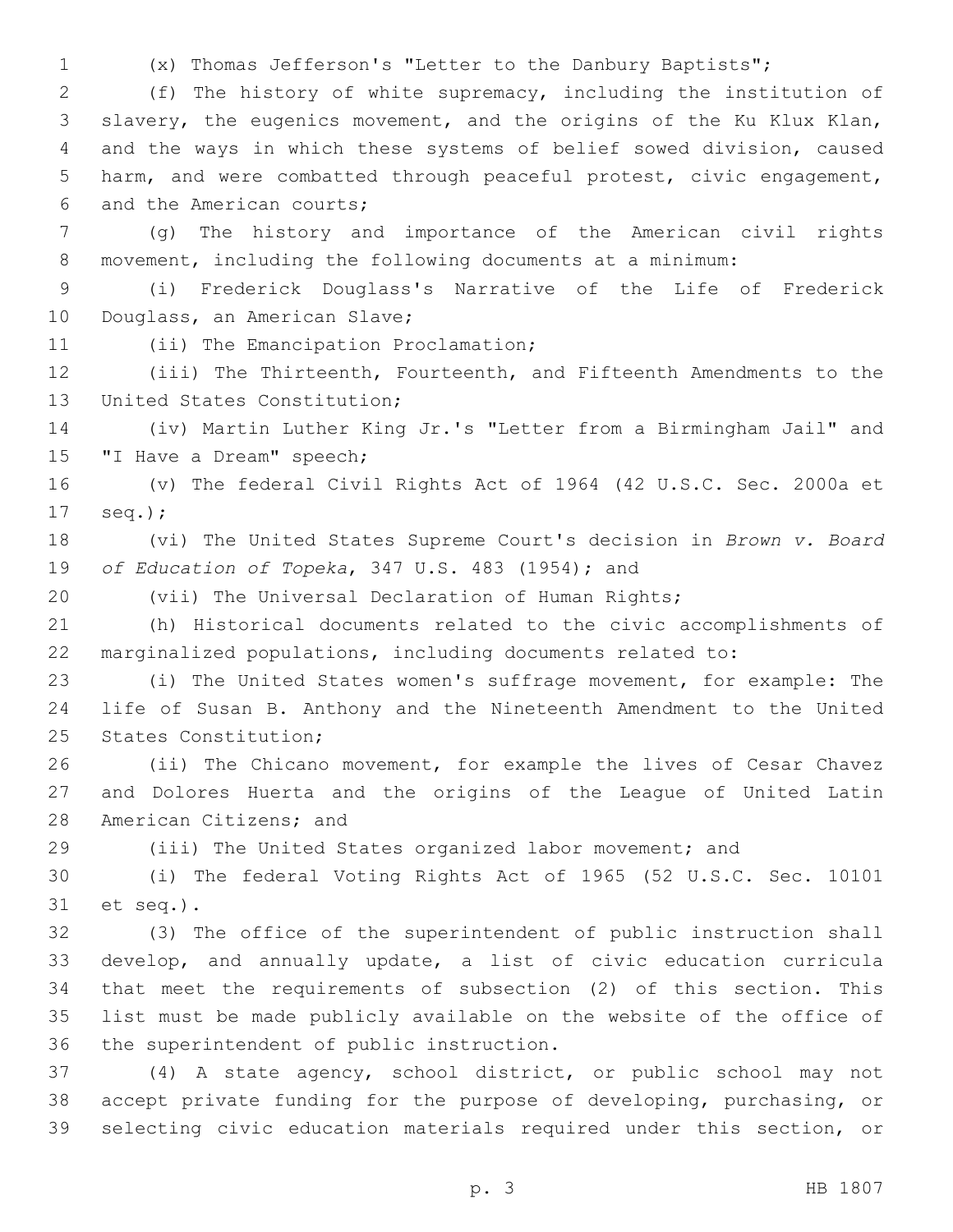(x) Thomas Jefferson's "Letter to the Danbury Baptists";

(f) The history of white supremacy, including the institution of slavery, the eugenics movement, and the origins of the Ku Klux Klan, and the ways in which these systems of belief sowed division, caused harm, and were combatted through peaceful protest, civic engagement, and the American courts;

(g) The history and importance of the American civil rights movement, including the following documents at a minimum:

(i) Frederick Douglass's Narrative of the Life of Frederick Douglass, an American Slave;

(ii) The Emancipation Proclamation;

(iii) The Thirteenth, Fourteenth, and Fifteenth Amendments to the United States Constitution;

(iv) Martin Luther King Jr.'s "Letter from a Birmingham Jail" and "I Have a Dream" speech;

(v) The federal Civil Rights Act of 1964 (42 U.S.C. Sec. 2000a et seq.);

(vi) The United States Supreme Court's decision in *Brown v. Board of Education of Topeka*, 347 U.S. 483 (1954); and

(vii) The Universal Declaration of Human Rights;

(h) Historical documents related to the civic accomplishments of marginalized populations, including documents related to:

(i) The United States women's suffrage movement, for example: The life of Susan B. Anthony and the Nineteenth Amendment to the United States Constitution;

(ii) The Chicano movement, for example the lives of Cesar Chavez and Dolores Huerta and the origins of the League of United Latin American Citizens; and

(iii) The United States organized labor movement; and

(i) The federal Voting Rights Act of 1965 (52 U.S.C. Sec. 10101 et seq.).

(3) The office of the superintendent of public instruction shall develop, and annually update, a list of civic education curricula that meet the requirements of subsection (2) of this section. This list must be made publicly available on the website of the office of the superintendent of public instruction.

(4) A state agency, school district, or public school may not accept private funding for the purpose of developing, purchasing, or selecting civic education materials required under this section, or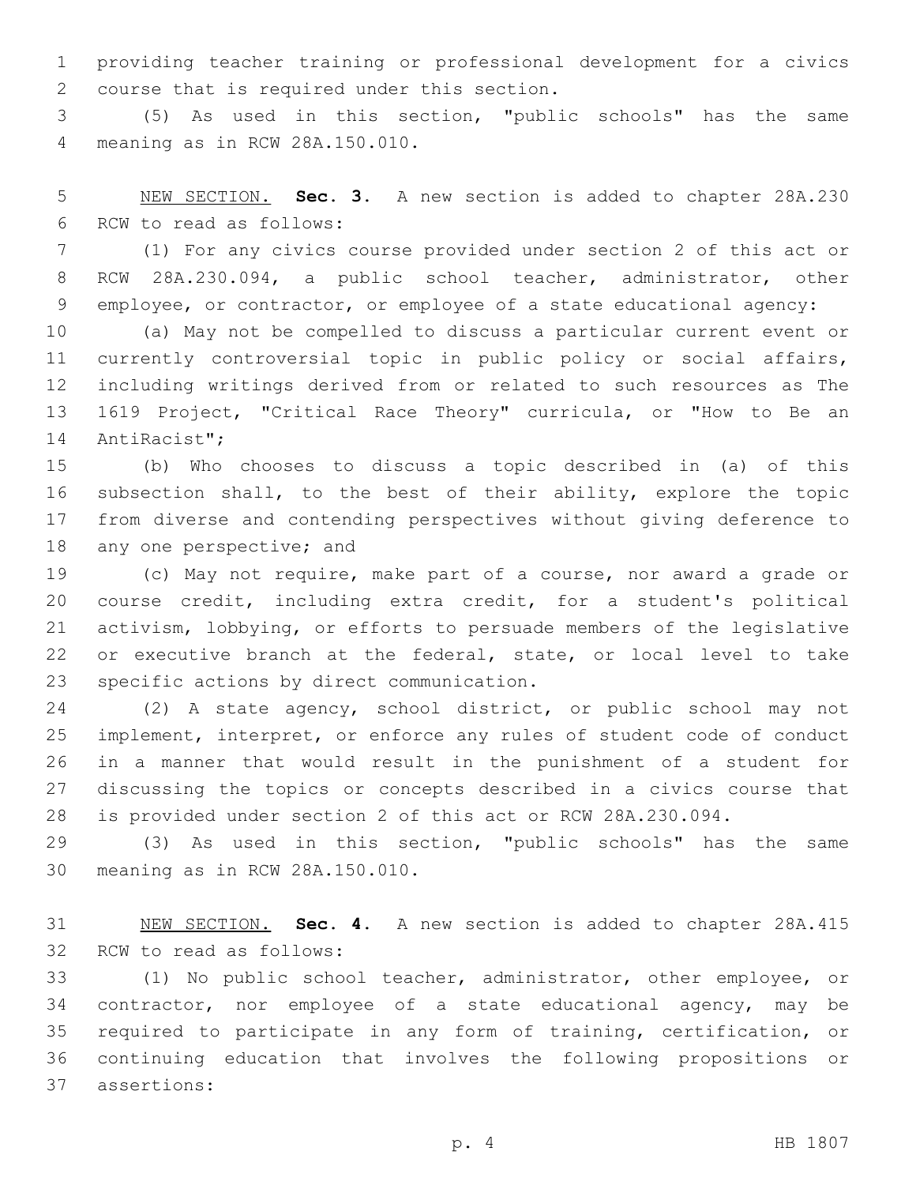providing teacher training or professional development for a civics course that is required under this section.

(5) As used in this section, "public schools" has the same meaning as in RCW 28A.150.010.

NEW SECTION. **Sec. 3.** A new section is added to chapter 28A.230 RCW to read as follows:

(1) For any civics course provided under section 2 of this act or RCW 28A.230.094, a public school teacher, administrator, other employee, or contractor, or employee of a state educational agency:

(a) May not be compelled to discuss a particular current event or currently controversial topic in public policy or social affairs, including writings derived from or related to such resources as The 1619 Project, "Critical Race Theory" curricula, or "How to Be an AntiRacist";

(b) Who chooses to discuss a topic described in (a) of this subsection shall, to the best of their ability, explore the topic from diverse and contending perspectives without giving deference to any one perspective; and

(c) May not require, make part of a course, nor award a grade or course credit, including extra credit, for a student's political activism, lobbying, or efforts to persuade members of the legislative or executive branch at the federal, state, or local level to take specific actions by direct communication.

(2) A state agency, school district, or public school may not implement, interpret, or enforce any rules of student code of conduct in a manner that would result in the punishment of a student for discussing the topics or concepts described in a civics course that is provided under section 2 of this act or RCW 28A.230.094.

(3) As used in this section, "public schools" has the same meaning as in RCW 28A.150.010.

NEW SECTION. **Sec. 4.** A new section is added to chapter 28A.415 RCW to read as follows:

(1) No public school teacher, administrator, other employee, or contractor, nor employee of a state educational agency, may be required to participate in any form of training, certification, or continuing education that involves the following propositions or assertions: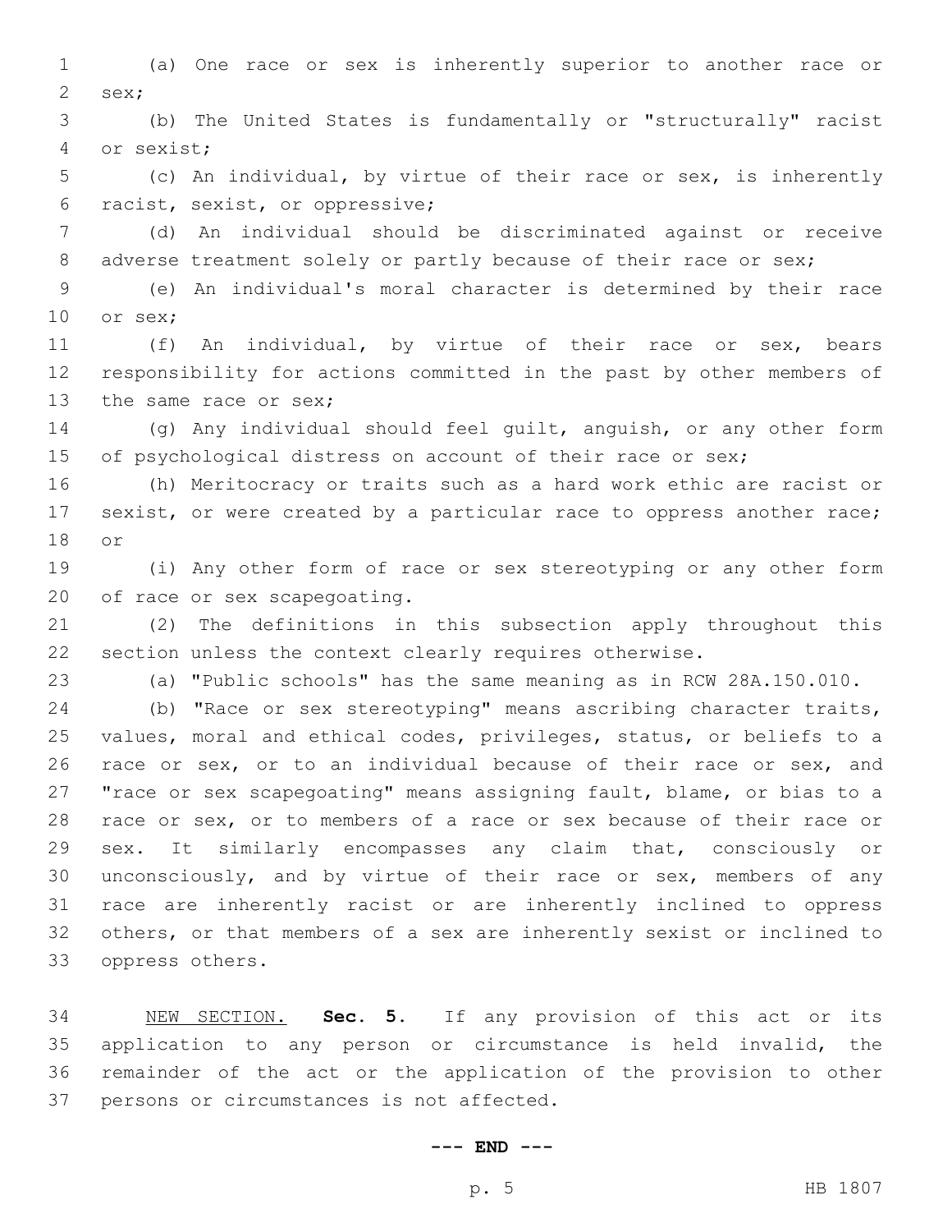(a) One race or sex is inherently superior to another race or sex;

(b) The United States is fundamentally or "structurally" racist or sexist;

(c) An individual, by virtue of their race or sex, is inherently racist, sexist, or oppressive;

(d) An individual should be discriminated against or receive adverse treatment solely or partly because of their race or sex;

(e) An individual's moral character is determined by their race or sex;

(f) An individual, by virtue of their race or sex, bears responsibility for actions committed in the past by other members of the same race or sex;

(g) Any individual should feel guilt, anguish, or any other form of psychological distress on account of their race or sex;

(h) Meritocracy or traits such as a hard work ethic are racist or sexist, or were created by a particular race to oppress another race; or

(i) Any other form of race or sex stereotyping or any other form of race or sex scapegoating.

(2) The definitions in this subsection apply throughout this section unless the context clearly requires otherwise.

(a) "Public schools" has the same meaning as in RCW 28A.150.010.

(b) "Race or sex stereotyping" means ascribing character traits, values, moral and ethical codes, privileges, status, or beliefs to a race or sex, or to an individual because of their race or sex, and "race or sex scapegoating" means assigning fault, blame, or bias to a race or sex, or to members of a race or sex because of their race or sex. It similarly encompasses any claim that, consciously or unconsciously, and by virtue of their race or sex, members of any race are inherently racist or are inherently inclined to oppress others, or that members of a sex are inherently sexist or inclined to oppress others.

NEW SECTION. **Sec. 5.** If any provision of this act or its application to any person or circumstance is held invalid, the remainder of the act or the application of the provision to other persons or circumstances is not affected.

**--- END ---**